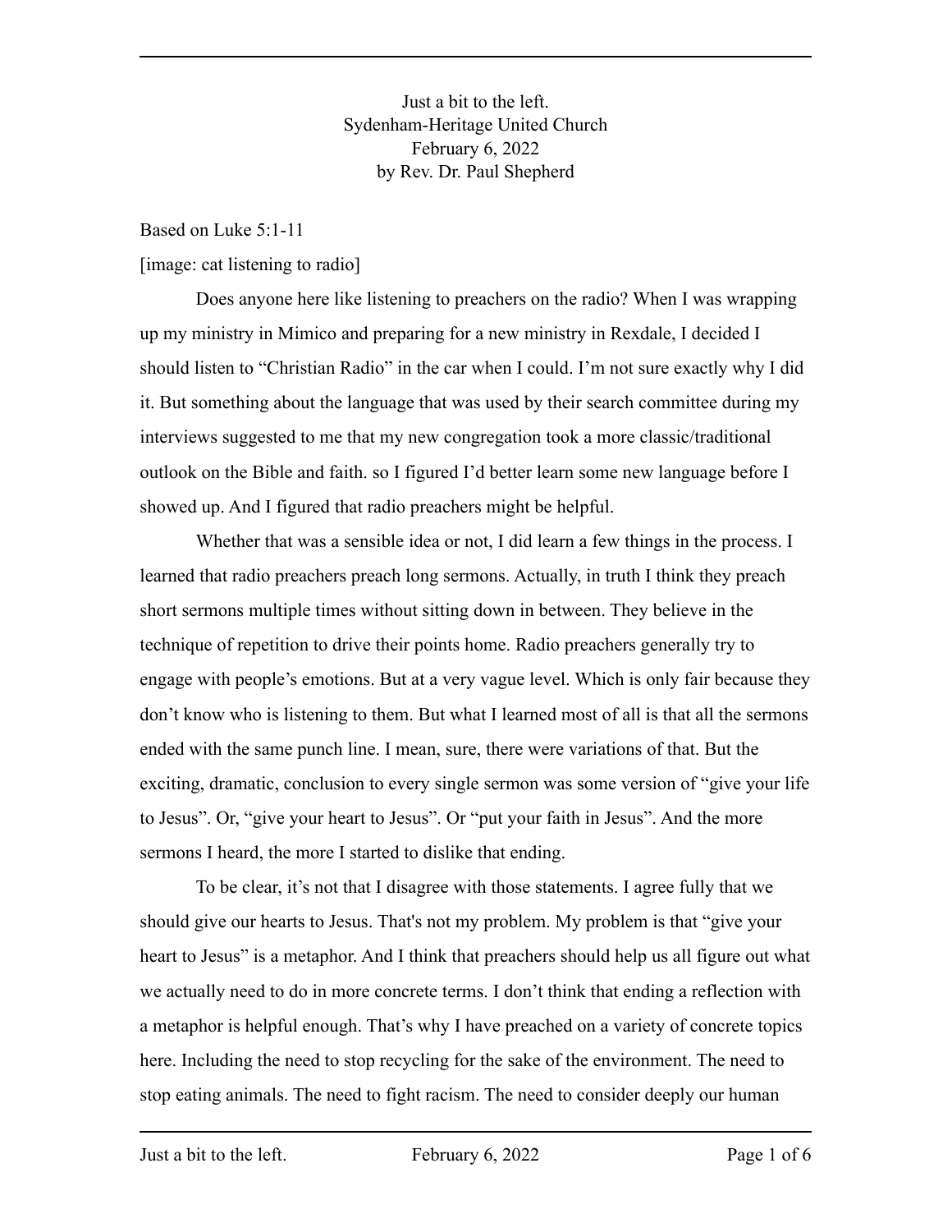Just a bit to the left.
Sydenham-Heritage United Church
February 6, 2022
by Rev. Dr. Paul Shepherd

Based on Luke 5:1-11

[image: cat listening to radio]

Does anyone here like listening to preachers on the radio? When I was wrapping up my ministry in Mimico and preparing for a new ministry in Rexdale, I decided I should listen to "Christian Radio" in the car when I could. I'm not sure exactly why I did it. But something about the language that was used by their search committee during my interviews suggested to me that my new congregation took a more classic/traditional outlook on the Bible and faith. so I figured I'd better learn some new language before I showed up. And I figured that radio preachers might be helpful.

Whether that was a sensible idea or not, I did learn a few things in the process. I learned that radio preachers preach long sermons. Actually, in truth I think they preach short sermons multiple times without sitting down in between. They believe in the technique of repetition to drive their points home. Radio preachers generally try to engage with people's emotions. But at a very vague level. Which is only fair because they don't know who is listening to them. But what I learned most of all is that all the sermons ended with the same punch line. I mean, sure, there were variations of that. But the exciting, dramatic, conclusion to every single sermon was some version of "give your life to Jesus". Or, "give your heart to Jesus". Or "put your faith in Jesus". And the more sermons I heard, the more I started to dislike that ending.

To be clear, it's not that I disagree with those statements. I agree fully that we should give our hearts to Jesus. That's not my problem. My problem is that "give your heart to Jesus" is a metaphor. And I think that preachers should help us all figure out what we actually need to do in more concrete terms. I don't think that ending a reflection with a metaphor is helpful enough. That's why I have preached on a variety of concrete topics here. Including the need to stop recycling for the sake of the environment. The need to stop eating animals. The need to fight racism. The need to consider deeply our human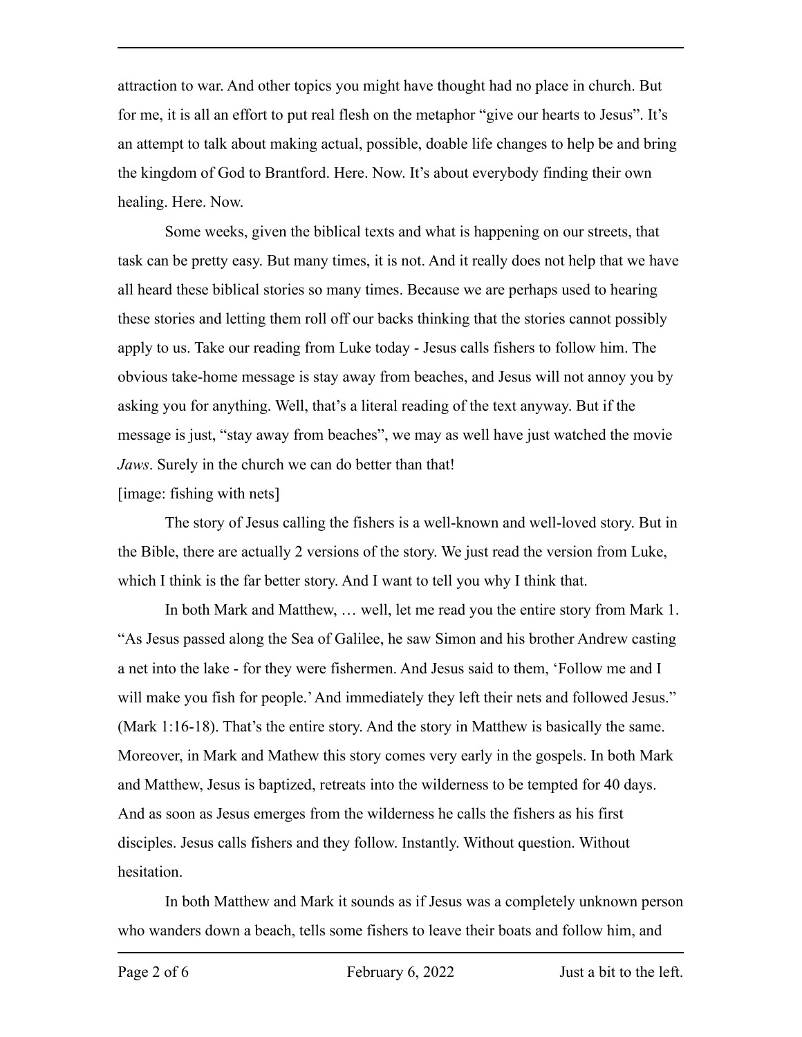attraction to war. And other topics you might have thought had no place in church. But for me, it is all an effort to put real flesh on the metaphor "give our hearts to Jesus". It's an attempt to talk about making actual, possible, doable life changes to help be and bring the kingdom of God to Brantford. Here. Now. It's about everybody finding their own healing. Here. Now.

Some weeks, given the biblical texts and what is happening on our streets, that task can be pretty easy. But many times, it is not. And it really does not help that we have all heard these biblical stories so many times. Because we are perhaps used to hearing these stories and letting them roll off our backs thinking that the stories cannot possibly apply to us. Take our reading from Luke today - Jesus calls fishers to follow him. The obvious take-home message is stay away from beaches, and Jesus will not annoy you by asking you for anything. Well, that's a literal reading of the text anyway. But if the message is just, "stay away from beaches", we may as well have just watched the movie *Jaws*. Surely in the church we can do better than that!

[image: fishing with nets]

The story of Jesus calling the fishers is a well-known and well-loved story. But in the Bible, there are actually 2 versions of the story. We just read the version from Luke, which I think is the far better story. And I want to tell you why I think that.

In both Mark and Matthew, … well, let me read you the entire story from Mark 1. "As Jesus passed along the Sea of Galilee, he saw Simon and his brother Andrew casting a net into the lake - for they were fishermen. And Jesus said to them, 'Follow me and I will make you fish for people.' And immediately they left their nets and followed Jesus." (Mark 1:16-18). That's the entire story. And the story in Matthew is basically the same. Moreover, in Mark and Mathew this story comes very early in the gospels. In both Mark and Matthew, Jesus is baptized, retreats into the wilderness to be tempted for 40 days. And as soon as Jesus emerges from the wilderness he calls the fishers as his first disciples. Jesus calls fishers and they follow. Instantly. Without question. Without hesitation.

In both Matthew and Mark it sounds as if Jesus was a completely unknown person who wanders down a beach, tells some fishers to leave their boats and follow him, and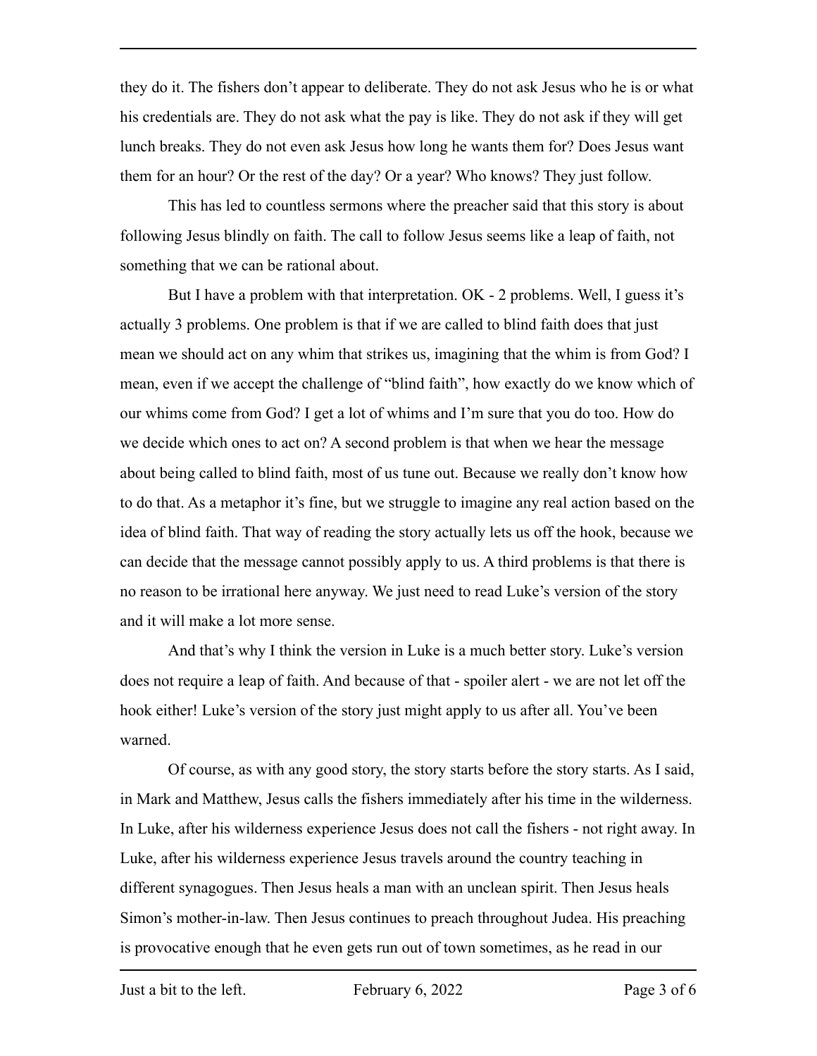they do it. The fishers don't appear to deliberate. They do not ask Jesus who he is or what his credentials are. They do not ask what the pay is like. They do not ask if they will get lunch breaks. They do not even ask Jesus how long he wants them for? Does Jesus want them for an hour? Or the rest of the day? Or a year? Who knows? They just follow.

This has led to countless sermons where the preacher said that this story is about following Jesus blindly on faith. The call to follow Jesus seems like a leap of faith, not something that we can be rational about.

But I have a problem with that interpretation. OK - 2 problems. Well, I guess it's actually 3 problems. One problem is that if we are called to blind faith does that just mean we should act on any whim that strikes us, imagining that the whim is from God? I mean, even if we accept the challenge of "blind faith", how exactly do we know which of our whims come from God? I get a lot of whims and I'm sure that you do too. How do we decide which ones to act on? A second problem is that when we hear the message about being called to blind faith, most of us tune out. Because we really don't know how to do that. As a metaphor it's fine, but we struggle to imagine any real action based on the idea of blind faith. That way of reading the story actually lets us off the hook, because we can decide that the message cannot possibly apply to us. A third problems is that there is no reason to be irrational here anyway. We just need to read Luke's version of the story and it will make a lot more sense.

And that's why I think the version in Luke is a much better story. Luke's version does not require a leap of faith. And because of that - spoiler alert - we are not let off the hook either! Luke's version of the story just might apply to us after all. You've been warned.

Of course, as with any good story, the story starts before the story starts. As I said, in Mark and Matthew, Jesus calls the fishers immediately after his time in the wilderness. In Luke, after his wilderness experience Jesus does not call the fishers - not right away. In Luke, after his wilderness experience Jesus travels around the country teaching in different synagogues. Then Jesus heals a man with an unclean spirit. Then Jesus heals Simon's mother-in-law. Then Jesus continues to preach throughout Judea. His preaching is provocative enough that he even gets run out of town sometimes, as he read in our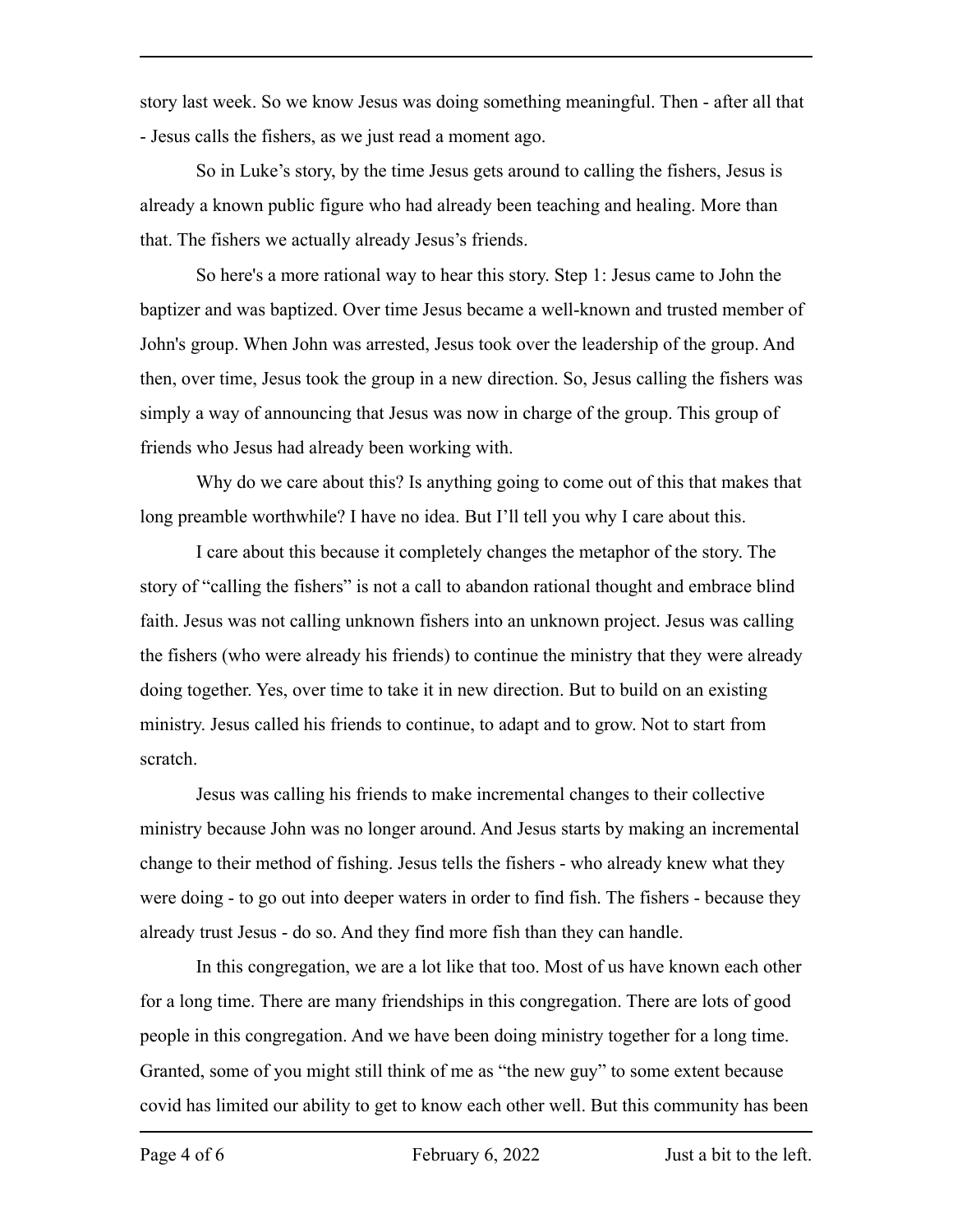story last week. So we know Jesus was doing something meaningful. Then - after all that - Jesus calls the fishers, as we just read a moment ago.

So in Luke's story, by the time Jesus gets around to calling the fishers, Jesus is already a known public figure who had already been teaching and healing. More than that. The fishers we actually already Jesus's friends.

So here's a more rational way to hear this story. Step 1: Jesus came to John the baptizer and was baptized. Over time Jesus became a well-known and trusted member of John's group. When John was arrested, Jesus took over the leadership of the group. And then, over time, Jesus took the group in a new direction. So, Jesus calling the fishers was simply a way of announcing that Jesus was now in charge of the group. This group of friends who Jesus had already been working with.

Why do we care about this? Is anything going to come out of this that makes that long preamble worthwhile? I have no idea. But I'll tell you why I care about this.

I care about this because it completely changes the metaphor of the story. The story of "calling the fishers" is not a call to abandon rational thought and embrace blind faith. Jesus was not calling unknown fishers into an unknown project. Jesus was calling the fishers (who were already his friends) to continue the ministry that they were already doing together. Yes, over time to take it in new direction. But to build on an existing ministry. Jesus called his friends to continue, to adapt and to grow. Not to start from scratch.

Jesus was calling his friends to make incremental changes to their collective ministry because John was no longer around. And Jesus starts by making an incremental change to their method of fishing. Jesus tells the fishers - who already knew what they were doing - to go out into deeper waters in order to find fish. The fishers - because they already trust Jesus - do so. And they find more fish than they can handle.

In this congregation, we are a lot like that too. Most of us have known each other for a long time. There are many friendships in this congregation. There are lots of good people in this congregation. And we have been doing ministry together for a long time. Granted, some of you might still think of me as "the new guy" to some extent because covid has limited our ability to get to know each other well. But this community has been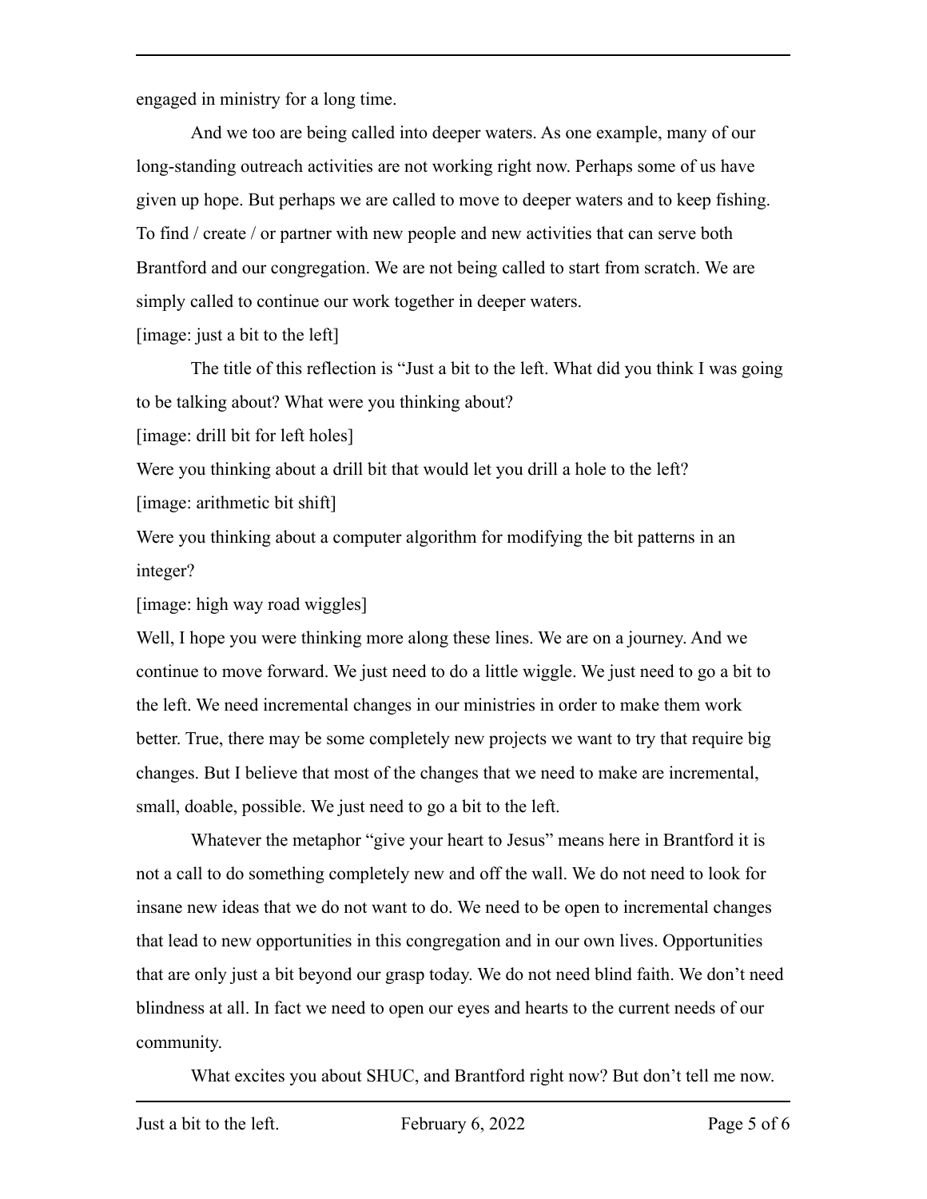engaged in ministry for a long time.

And we too are being called into deeper waters. As one example, many of our long-standing outreach activities are not working right now. Perhaps some of us have given up hope. But perhaps we are called to move to deeper waters and to keep fishing. To find / create / or partner with new people and new activities that can serve both Brantford and our congregation. We are not being called to start from scratch. We are simply called to continue our work together in deeper waters.

[image: just a bit to the left]

The title of this reflection is "Just a bit to the left. What did you think I was going to be talking about? What were you thinking about?

[image: drill bit for left holes]

Were you thinking about a drill bit that would let you drill a hole to the left?

[image: arithmetic bit shift]

Were you thinking about a computer algorithm for modifying the bit patterns in an integer?

[image: high way road wiggles]

Well, I hope you were thinking more along these lines. We are on a journey. And we continue to move forward. We just need to do a little wiggle. We just need to go a bit to the left. We need incremental changes in our ministries in order to make them work better. True, there may be some completely new projects we want to try that require big changes. But I believe that most of the changes that we need to make are incremental, small, doable, possible. We just need to go a bit to the left.

Whatever the metaphor "give your heart to Jesus" means here in Brantford it is not a call to do something completely new and off the wall. We do not need to look for insane new ideas that we do not want to do. We need to be open to incremental changes that lead to new opportunities in this congregation and in our own lives. Opportunities that are only just a bit beyond our grasp today. We do not need blind faith. We don't need blindness at all. In fact we need to open our eyes and hearts to the current needs of our community.

What excites you about SHUC, and Brantford right now? But don't tell me now.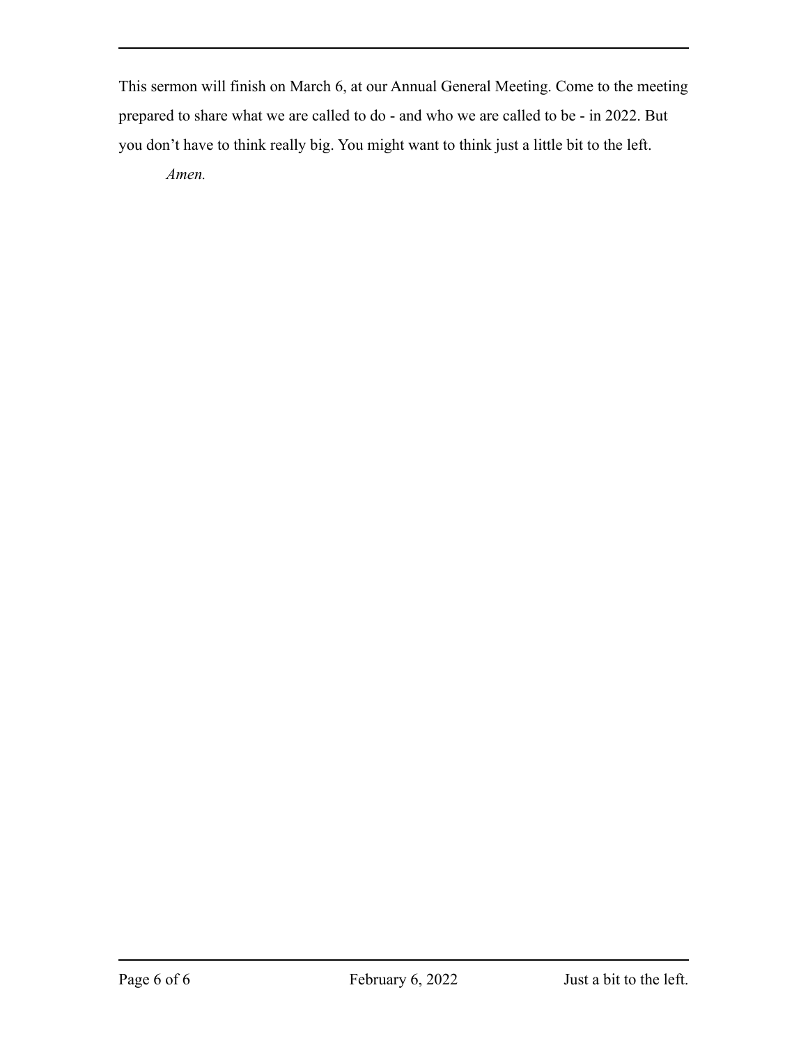This sermon will finish on March 6, at our Annual General Meeting. Come to the meeting prepared to share what we are called to do - and who we are called to be - in 2022. But you don't have to think really big. You might want to think just a little bit to the left.

*Amen.*